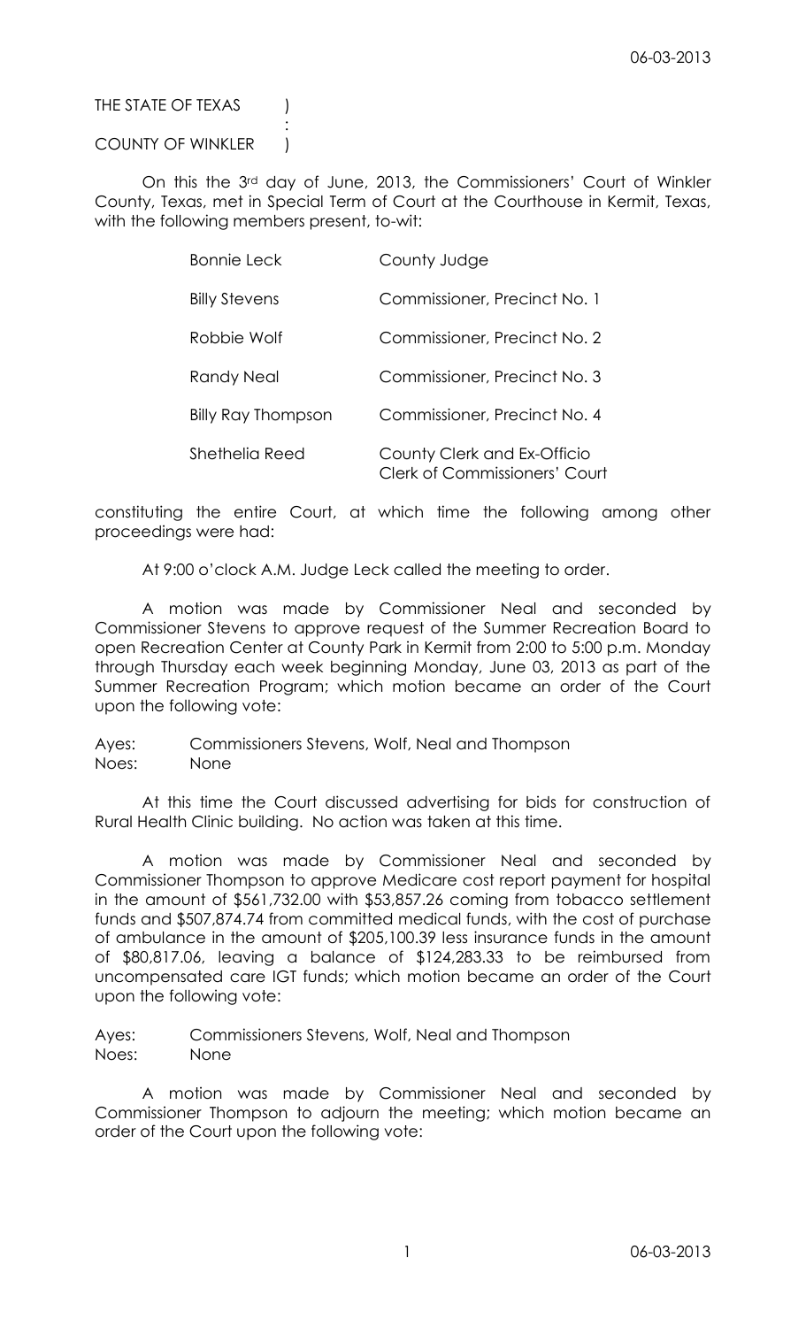THE STATE OF TEXAS )
:
COUNTY OF WINKLER )

On this the 3rd day of June, 2013, the Commissioners' Court of Winkler County, Texas, met in Special Term of Court at the Courthouse in Kermit, Texas, with the following members present, to-wit:

| | |
|---|---|
| Bonnie Leck | County Judge |
| Billy Stevens | Commissioner, Precinct No. 1 |
| Robbie Wolf | Commissioner, Precinct No. 2 |
| Randy Neal | Commissioner, Precinct No. 3 |
| Billy Ray Thompson | Commissioner, Precinct No. 4 |
| Shethelia Reed | County Clerk and Ex-Officio Clerk of Commissioners' Court |

constituting the entire Court, at which time the following among other proceedings were had:

At 9:00 o'clock A.M. Judge Leck called the meeting to order.

A motion was made by Commissioner Neal and seconded by Commissioner Stevens to approve request of the Summer Recreation Board to open Recreation Center at County Park in Kermit from 2:00 to 5:00 p.m. Monday through Thursday each week beginning Monday, June 03, 2013 as part of the Summer Recreation Program; which motion became an order of the Court upon the following vote:

Ayes: Commissioners Stevens, Wolf, Neal and Thompson
Noes: None

At this time the Court discussed advertising for bids for construction of Rural Health Clinic building. No action was taken at this time.

A motion was made by Commissioner Neal and seconded by Commissioner Thompson to approve Medicare cost report payment for hospital in the amount of $561,732.00 with $53,857.26 coming from tobacco settlement funds and $507,874.74 from committed medical funds, with the cost of purchase of ambulance in the amount of $205,100.39 less insurance funds in the amount of $80,817.06, leaving a balance of $124,283.33 to be reimbursed from uncompensated care IGT funds; which motion became an order of the Court upon the following vote:

Ayes: Commissioners Stevens, Wolf, Neal and Thompson
Noes: None

A motion was made by Commissioner Neal and seconded by Commissioner Thompson to adjourn the meeting; which motion became an order of the Court upon the following vote: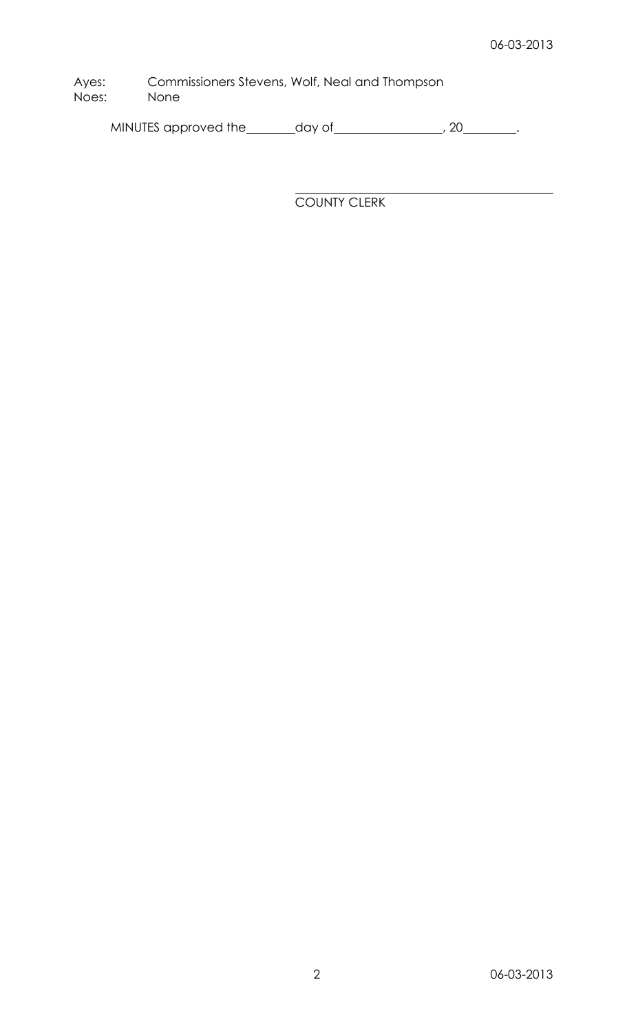Ayes: Commissioners Stevens, Wolf, Neal and Thompson
Noes: None

MINUTES approved the\_\_\_\_\_\_\_day of\_\_\_\_\_\_\_\_\_\_\_\_\_\_\_\_, 20\_\_\_\_\_\_\_\_.

\_\_\_\_\_\_\_\_\_\_\_\_\_\_\_\_\_\_\_\_\_\_\_\_\_\_\_\_\_\_\_\_\_\_\_\_\_\_\_\_
COUNTY CLERK